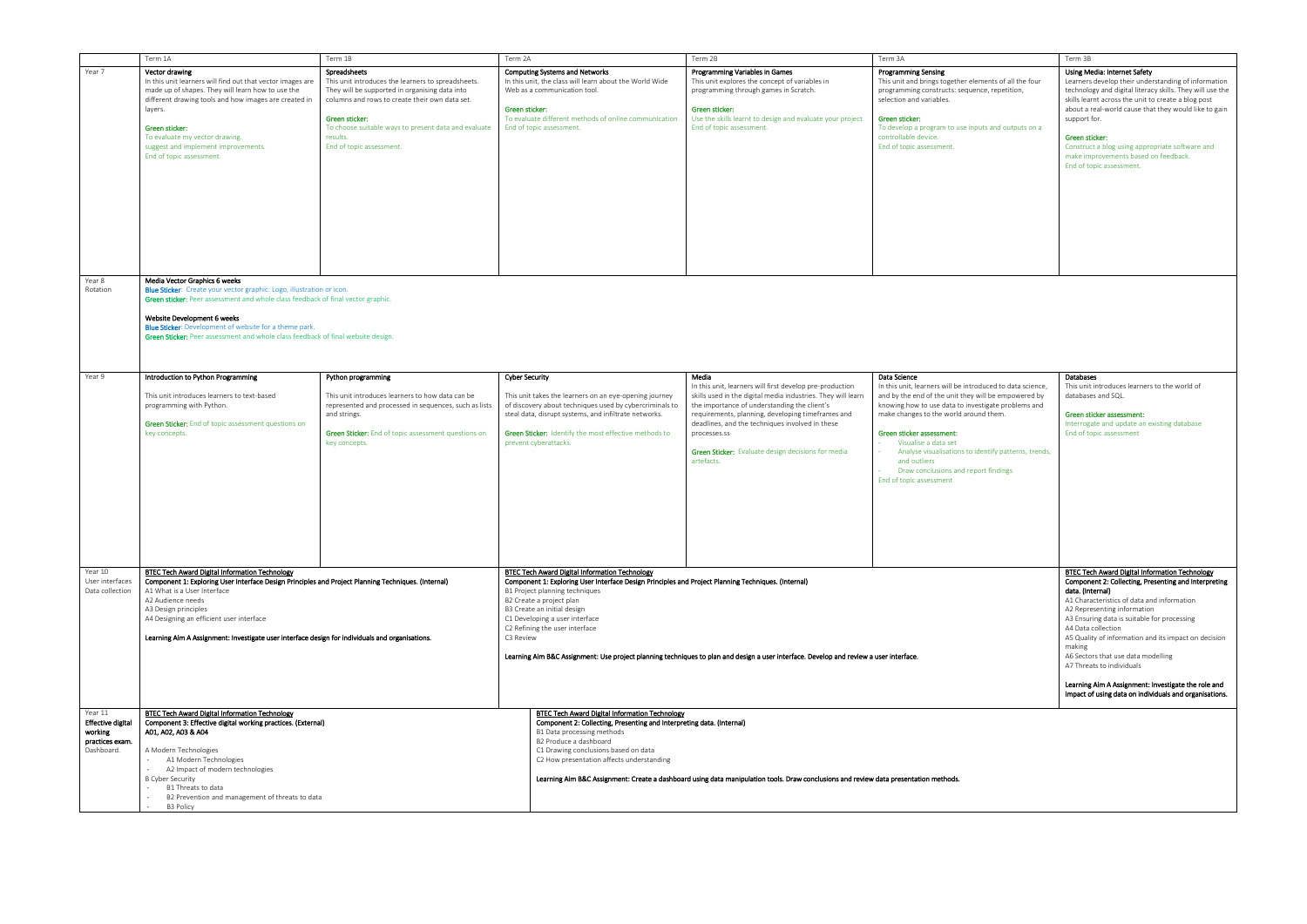| | Term 1A | Term 1B | Term 2A | Term 2B | Term 3A | Term 3B |
|---|---|---|---|---|---|---|
| Year 7 | **Vector drawing**<br>In this unit learners will find out that vector images are made up of shapes. They will learn how to use the different drawing tools and how images are created in layers.<br><br>**Green sticker:**<br>To evaluate my vector drawing.<br>suggest and implement improvements.<br>End of topic assessment. | **Spreadsheets**<br>This unit introduces the learners to spreadsheets. They will be supported in organising data into columns and rows to create their own data set.<br><br>**Green sticker:**<br>To choose suitable ways to present data and evaluate results.<br>End of topic assessment. | **Computing Systems and Networks**<br>In this unit, the class will learn about the World Wide Web as a communication tool.<br><br>**Green sticker:**<br>To evaluate different methods of online communication<br>End of topic assessment. | **Programming Variables in Games**<br>This unit explores the concept of variables in programming through games in Scratch.<br><br>**Green sticker:**<br>Use the skills learnt to design and evaluate your project<br>End of topic assessment. | **Programming Sensing**<br>This unit brings together elements of all the four programming constructs: sequence, repetition, selection and variables.<br><br>**Green sticker:**<br>To develop a program to use inputs and outputs on a controllable device.<br>End of topic assessment. | **Using Media: Internet Safety**<br>Learners develop their understanding of information technology and digital literacy skills. They will use the skills learnt across the unit to create a blog post about a real-world cause that they would like to gain support for.<br><br>**Green sticker:**<br>Construct a blog using appropriate software and make improvements based on feedback.<br>End of topic assessment. |
| Year 8<br>Rotation | **Media Vector Graphics 6 weeks**<br>**Blue Sticker:** Create your vector graphic: Logo, illustration or icon.<br>**Green sticker:** Peer assessment and whole class feedback of final vector graphic.<br><br>**Website Development 6 weeks**<br>**Blue Sticker:** Development of website for a theme park.<br>**Green Sticker:** Peer assessment and whole class feedback of final website design. | | | | | |
| Year 9 | **Introduction to Python Programming**<br><br>This unit introduces learners to text-based programming with Python.<br><br>**Green Sticker:** End of topic assessment questions on key concepts. | **Python programming**<br><br>This unit introduces learners to how data can be represented and processed in sequences, such as lists and strings.<br><br>**Green Sticker:** End of topic assessment questions on key concepts. | **Cyber Security**<br><br>This unit takes the learners on an eye-opening journey of discovery about techniques used by cybercriminals to steal data, disrupt systems, and infiltrate networks.<br><br>**Green Sticker:** Identify the most effective methods to prevent cyberattacks. | **Media**<br>In this unit, learners will first develop pre-production skills used in the digital media industries. They will learn the importance of understanding the client's requirements, planning, developing timeframes and deadlines, and the techniques involved in these processes.ss<br><br>**Green Sticker:** Evaluate design decisions for media artefacts. | **Data Science**<br>In this unit, learners will be introduced to data science, and by the end of the unit they will be empowered by knowing how to use data to investigate problems and make changes to the world around them.<br><br>**Green sticker assessment:**<br>- Visualise a data set<br>- Analyse visualisations to identify patterns, trends, and outliers<br>- Draw conclusions and report findings<br>End of topic assessment | **Databases**<br>This unit introduces learners to the world of databases and SQL.<br><br>**Green sticker assessment:**<br>Interrogate and update an existing database<br>End of topic assessment |
| Year 10<br>User interfaces<br>Data collection | **BTEC Tech Award Digital Information Technology**<br>**Component 1: Exploring User Interface Design Principles and Project Planning Techniques. (Internal)**<br>A1 What is a User Interface<br>A2 Audience needs<br>A3 Design principles<br>A4 Designing an efficient user interface<br><br>**Learning Aim A Assignment: Investigate user interface design for individuals and organisations.** | | **BTEC Tech Award Digital Information Technology**<br>**Component 1: Exploring User Interface Design Principles and Project Planning Techniques. (Internal)**<br>B1 Project planning techniques<br>B2 Create a project plan<br>B3 Create an initial design<br>C1 Developing a user interface<br>C2 Refining the user interface<br>C3 Review<br><br>**Learning Aim B&C Assignment: Use project planning techniques to plan and design a user interface. Develop and review a user interface.** | | | **BTEC Tech Award Digital Information Technology**<br>**Component 2: Collecting, Presenting and Interpreting data. (Internal)**<br>A1 Characteristics of data and information<br>A2 Representing information<br>A3 Ensuring data is suitable for processing<br>A4 Data collection<br>A5 Quality of information and its impact on decision making<br>A6 Sectors that use data modelling<br>A7 Threats to individuals<br><br>**Learning Aim A Assignment: Investigate the role and impact of using data on individuals and organisations.** |
| Year 11<br>**Effective digital working practices exam.**<br>Dashboard. | **BTEC Tech Award Digital Information Technology**<br>**Component 3: Effective digital working practices. (External)**<br>**A01, A02, A03 & A04**<br><br>A Modern Technologies<br>- A1 Modern Technologies<br>- A2 Impact of modern technologies<br>B Cyber Security<br>- B1 Threats to data<br>- B2 Prevention and management of threats to data<br>- B3 Policy | | **BTEC Tech Award Digital Information Technology**<br>**Component 2: Collecting, Presenting and Interpreting data. (Internal)**<br>B1 Data processing methods<br>B2 Produce a dashboard<br>C1 Drawing conclusions based on data<br>C2 How presentation affects understanding<br><br>**Learning Aim B&C Assignment: Create a dashboard using data manipulation tools. Draw conclusions and review data presentation methods.** | | | |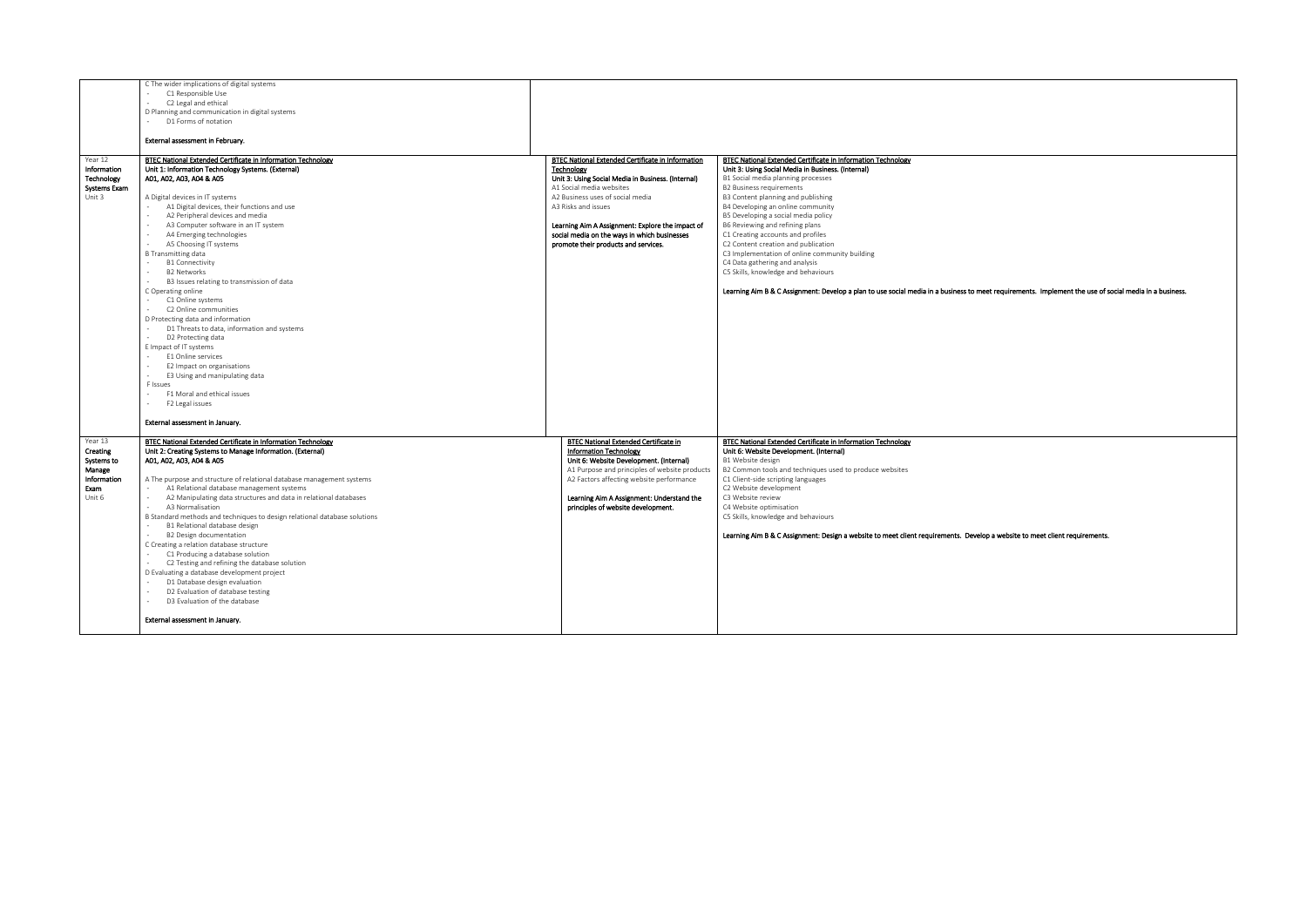| | | | |
|---|---|---|---|
| | C The wider implications of digital systems<br>- C1 Responsible Use<br>- C2 Legal and ethical<br>D Planning and communication in digital systems<br>- D1 Forms of notation<br><br>**External assessment in February.** | | |
| Year 12<br>**Information Technology Systems Exam**<br>Unit 3 | **BTEC National Extended Certificate in Information Technology**<br>**Unit 1: Information Technology Systems. (External)**<br>**A01, A02, A03, A04 & A05**<br><br>A Digital devices in IT systems<br>- A1 Digital devices, their functions and use<br>- A2 Peripheral devices and media<br>- A3 Computer software in an IT system<br>- A4 Emerging technologies<br>- A5 Choosing IT systems<br>B Transmitting data<br>- B1 Connectivity<br>- B2 Networks<br>- B3 Issues relating to transmission of data<br>C Operating online<br>- C1 Online systems<br>- C2 Online communities<br>D Protecting data and information<br>- D1 Threats to data, information and systems<br>- D2 Protecting data<br>E Impact of IT systems<br>- E1 Online services<br>- E2 Impact on organisations<br>- E3 Using and manipulating data<br>F Issues<br>- F1 Moral and ethical issues<br>- F2 Legal issues<br><br>**External assessment in January.** | **BTEC National Extended Certificate in Information Technology**<br>**Unit 3: Using Social Media in Business. (Internal)**<br>A1 Social media websites<br>A2 Business uses of social media<br>A3 Risks and issues<br><br>**Learning Aim A Assignment: Explore the impact of social media on the ways in which businesses promote their products and services.** | **BTEC National Extended Certificate in Information Technology**<br>**Unit 3: Using Social Media in Business. (Internal)**<br>B1 Social media planning processes<br>B2 Business requirements<br>B3 Content planning and publishing<br>B4 Developing an online community<br>B5 Developing a social media policy<br>B6 Reviewing and refining plans<br>C1 Creating accounts and profiles<br>C2 Content creation and publication<br>C3 Implementation of online community building<br>C4 Data gathering and analysis<br>C5 Skills, knowledge and behaviours<br><br>**Learning Aim B & C Assignment: Develop a plan to use social media in a business to meet requirements. Implement the use of social media in a business.** |
| Year 13<br>**Creating Systems to Manage Information Exam**<br>Unit 6 | **BTEC National Extended Certificate in Information Technology**<br>**Unit 2: Creating Systems to Manage Information. (External)**<br>**A01, A02, A03, A04 & A05**<br><br>A The purpose and structure of relational database management systems<br>- A1 Relational database management systems<br>- A2 Manipulating data structures and data in relational databases<br>- A3 Normalisation<br>B Standard methods and techniques to design relational database solutions<br>- B1 Relational database design<br>- B2 Design documentation<br>C Creating a relation database structure<br>- C1 Producing a database solution<br>- C2 Testing and refining the database solution<br>D Evaluating a database development project<br>- D1 Database design evaluation<br>- D2 Evaluation of database testing<br>- D3 Evaluation of the database<br><br>**External assessment in January.** | **BTEC National Extended Certificate in Information Technology**<br>**Unit 6: Website Development. (Internal)**<br>A1 Purpose and principles of website products<br>A2 Factors affecting website performance<br><br>**Learning Aim A Assignment: Understand the principles of website development.** | **BTEC National Extended Certificate in Information Technology**<br>**Unit 6: Website Development. (Internal)**<br>B1 Website design<br>B2 Common tools and techniques used to produce websites<br>C1 Client-side scripting languages<br>C2 Website development<br>C3 Website review<br>C4 Website optimisation<br>C5 Skills, knowledge and behaviours<br><br>**Learning Aim B & C Assignment: Design a website to meet client requirements. Develop a website to meet client requirements.** |